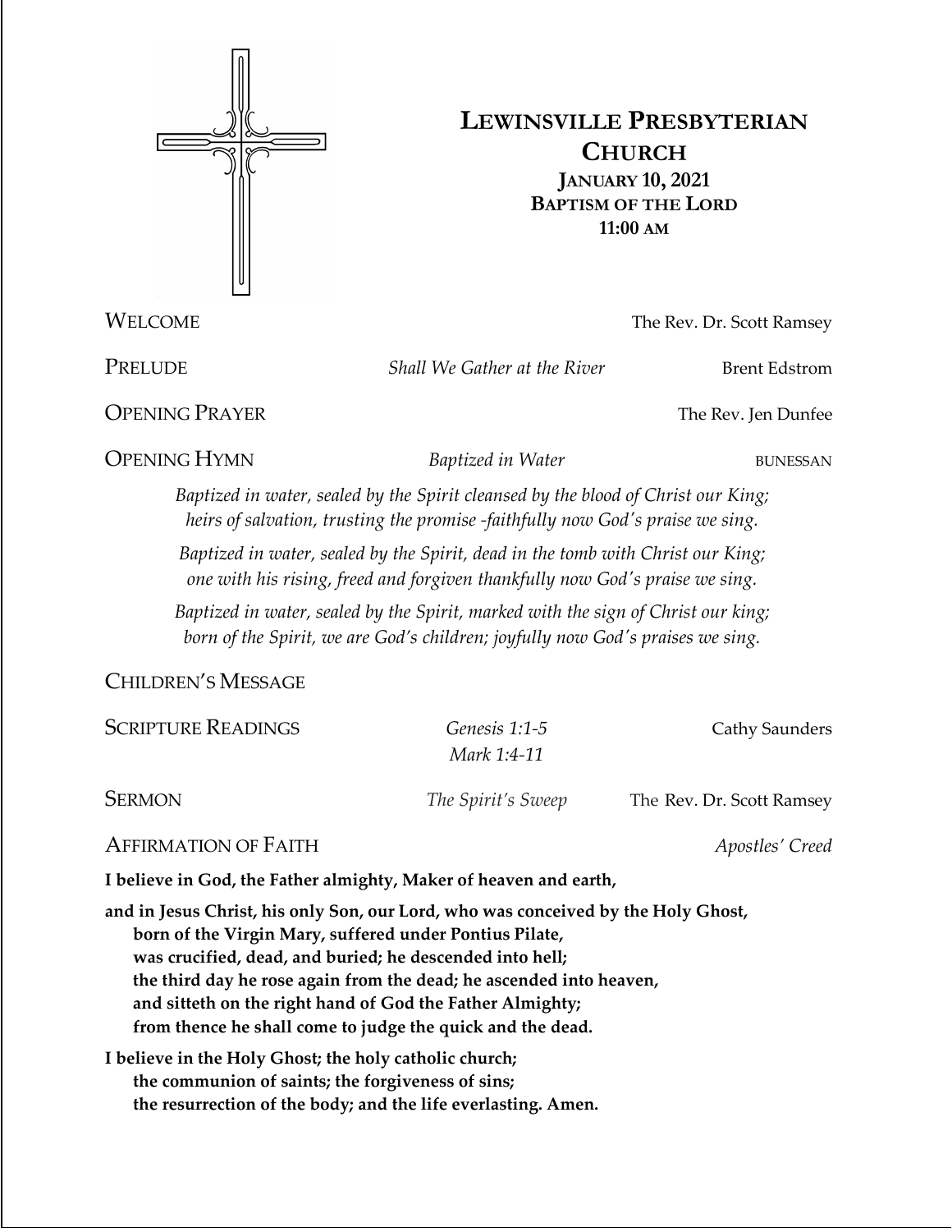# LEWINSVILLE PRESBYTERIAN CHURCH

**JANUARY 10, 2021**
**BAPTISM OF THE LORD**
**11:00 AM**

WELCOME — The Rev. Dr. Scott Ramsey

PRELUDE — *Shall We Gather at the River* — Brent Edstrom

OPENING PRAYER — The Rev. Jen Dunfee

OPENING HYMN — *Baptized in Water* — BUNESSAN

*Baptized in water, sealed by the Spirit cleansed by the blood of Christ our King;*
*heirs of salvation, trusting the promise -faithfully now God's praise we sing.*

*Baptized in water, sealed by the Spirit, dead in the tomb with Christ our King;*
*one with his rising, freed and forgiven thankfully now God's praise we sing.*

*Baptized in water, sealed by the Spirit, marked with the sign of Christ our king;*
*born of the Spirit, we are God's children; joyfully now God's praises we sing.*

CHILDREN'S MESSAGE

SCRIPTURE READINGS — *Genesis 1:1-5*, *Mark 1:4-11* — Cathy Saunders

SERMON — *The Spirit's Sweep* — The Rev. Dr. Scott Ramsey

AFFIRMATION OF FAITH — *Apostles' Creed*

**I believe in God, the Father almighty, Maker of heaven and earth,**

**and in Jesus Christ, his only Son, our Lord, who was conceived by the Holy Ghost,**
**born of the Virgin Mary, suffered under Pontius Pilate,**
**was crucified, dead, and buried; he descended into hell;**
**the third day he rose again from the dead; he ascended into heaven,**
**and sitteth on the right hand of God the Father Almighty;**
**from thence he shall come to judge the quick and the dead.**

**I believe in the Holy Ghost; the holy catholic church;**
**the communion of saints; the forgiveness of sins;**
**the resurrection of the body; and the life everlasting. Amen.**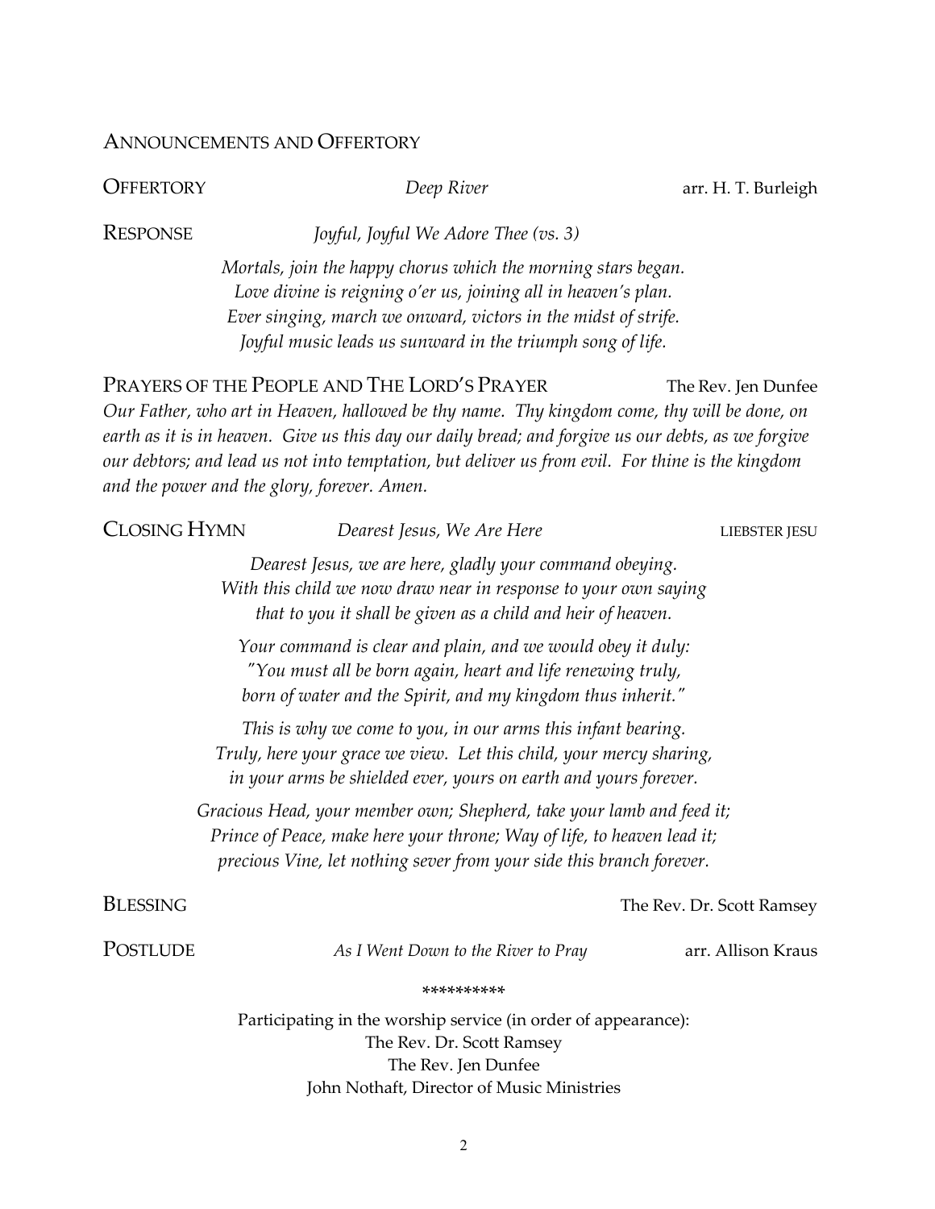## ANNOUNCEMENTS AND OFFERTORY

**OFFERTORY** *Deep River* arr. H. T. Burleigh

**RESPONSE** *Joyful, Joyful We Adore Thee (vs. 3)*

*Mortals, join the happy chorus which the morning stars began.*
*Love divine is reigning o'er us, joining all in heaven's plan.*
*Ever singing, march we onward, victors in the midst of strife.*
*Joyful music leads us sunward in the triumph song of life.*

**PRAYERS OF THE PEOPLE AND THE LORD'S PRAYER** The Rev. Jen Dunfee

*Our Father, who art in Heaven, hallowed be thy name. Thy kingdom come, thy will be done, on earth as it is in heaven. Give us this day our daily bread; and forgive us our debts, as we forgive our debtors; and lead us not into temptation, but deliver us from evil. For thine is the kingdom and the power and the glory, forever. Amen.*

**CLOSING HYMN** *Dearest Jesus, We Are Here* LIEBSTER JESU

*Dearest Jesus, we are here, gladly your command obeying.*
*With this child we now draw near in response to your own saying*
*that to you it shall be given as a child and heir of heaven.*

*Your command is clear and plain, and we would obey it duly:*
*"You must all be born again, heart and life renewing truly,*
*born of water and the Spirit, and my kingdom thus inherit."*

*This is why we come to you, in our arms this infant bearing.*
*Truly, here your grace we view. Let this child, your mercy sharing,*
*in your arms be shielded ever, yours on earth and yours forever.*

*Gracious Head, your member own; Shepherd, take your lamb and feed it;*
*Prince of Peace, make here your throne; Way of life, to heaven lead it;*
*precious Vine, let nothing sever from your side this branch forever.*

**BLESSING** The Rev. Dr. Scott Ramsey

**POSTLUDE** *As I Went Down to the River to Pray* arr. Allison Kraus

*********

Participating in the worship service (in order of appearance):
The Rev. Dr. Scott Ramsey
The Rev. Jen Dunfee
John Nothaft, Director of Music Ministries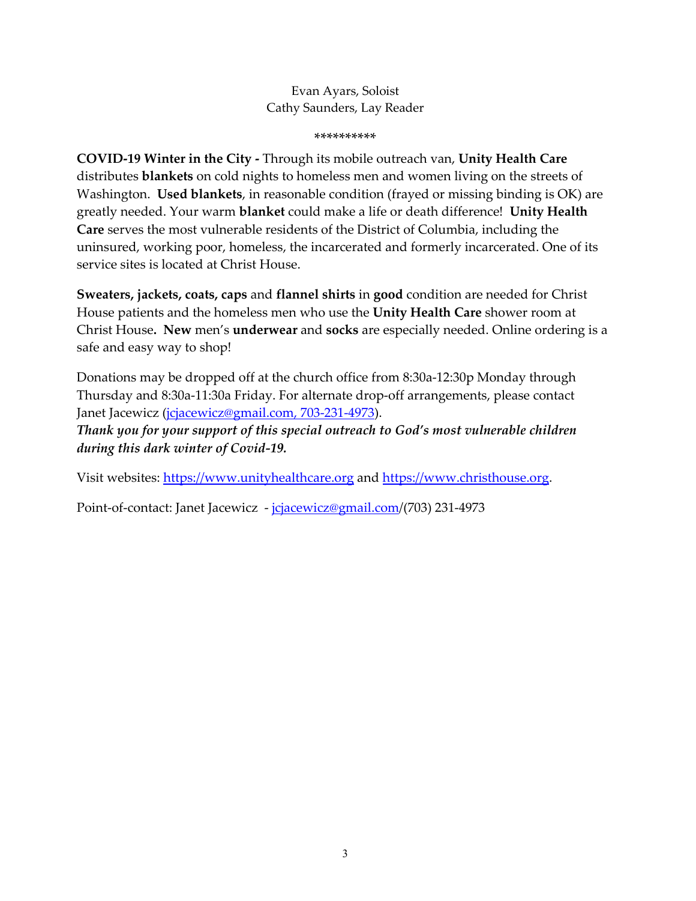Evan Ayars, Soloist
Cathy Saunders, Lay Reader

**********

**COVID-19 Winter in the City -** Through its mobile outreach van, **Unity Health Care** distributes **blankets** on cold nights to homeless men and women living on the streets of Washington. **Used blankets**, in reasonable condition (frayed or missing binding is OK) are greatly needed. Your warm **blanket** could make a life or death difference! **Unity Health Care** serves the most vulnerable residents of the District of Columbia, including the uninsured, working poor, homeless, the incarcerated and formerly incarcerated. One of its service sites is located at Christ House.

**Sweaters, jackets, coats, caps** and **flannel shirts** in **good** condition are needed for Christ House patients and the homeless men who use the **Unity Health Care** shower room at Christ House**. New** men's **underwear** and **socks** are especially needed. Online ordering is a safe and easy way to shop!

Donations may be dropped off at the church office from 8:30a-12:30p Monday through Thursday and 8:30a-11:30a Friday. For alternate drop-off arrangements, please contact Janet Jacewicz (jcjacewicz@gmail.com, 703-231-4973).
***Thank you for your support of this special outreach to God's most vulnerable children during this dark winter of Covid-19.***

Visit websites: https://www.unityhealthcare.org and https://www.christhouse.org.

Point-of-contact: Janet Jacewicz - jcjacewicz@gmail.com/(703) 231-4973